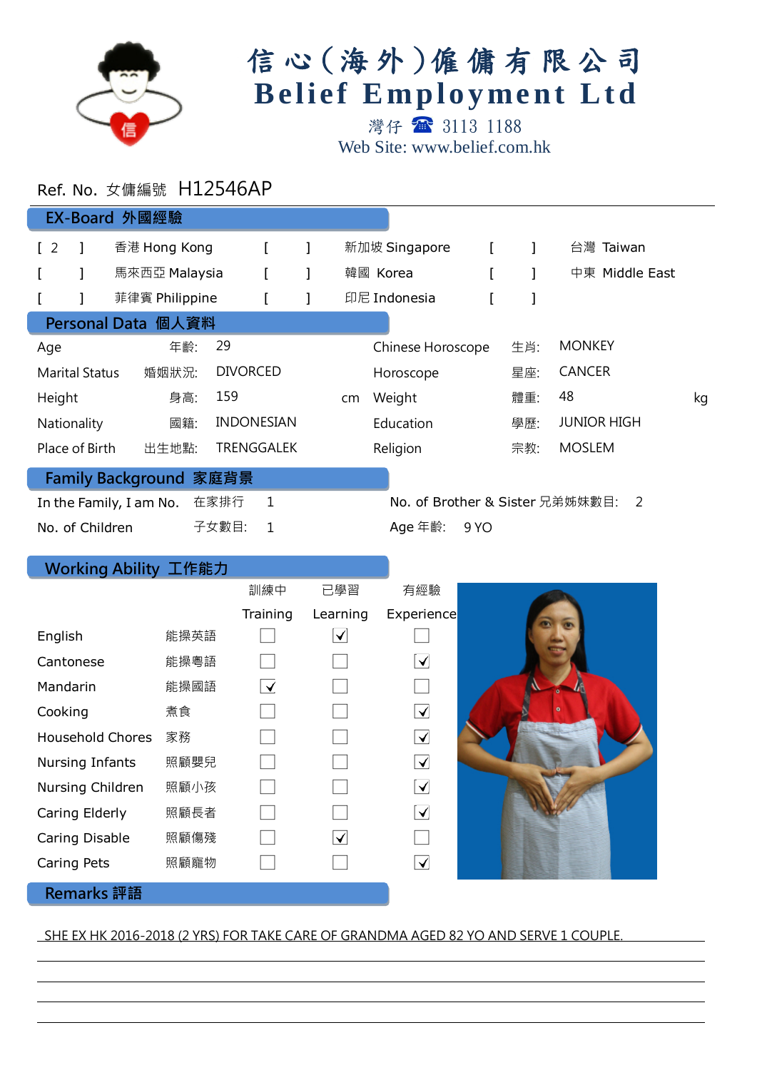# 信心(海外)傭傭有限公司
# Belief Employment Ltd

灣仔 ☎ 3113 1188
Web Site: www.belief.com.hk

Ref. No. 女傭編號 H12546AP

## EX-Board 外國經驗

| | | | | | |
|---|---|---|---|---|---|
| [ 2 ] | 香港 Hong Kong | [ ] | 新加坡 Singapore | [ ] | 台灣 Taiwan |
| [ ] | 馬來西亞 Malaysia | [ ] | 韓國 Korea | [ ] | 中東 Middle East |
| [ ] | 菲律賓 Philippine | [ ] | 印尼 Indonesia | [ ] | |

## Personal Data 個人資料

| | | | | | |
|---|---|---|---|---|---|
| Age | 年齡: | 29 | Chinese Horoscope | 生肖: | MONKEY |
| Marital Status | 婚姻狀況: | DIVORCED | Horoscope | 星座: | CANCER |
| Height | 身高: | 159 cm | Weight | 體重: | 48 kg |
| Nationality | 國籍: | INDONESIAN | Education | 學歷: | JUNIOR HIGH |
| Place of Birth | 出生地點: | TRENGGALEK | Religion | 宗教: | MOSLEM |

## Family Background 家庭背景

In the Family, I am No. 在家排行 1

No. of Brother & Sister 兄弟姊妹數目: 2

No. of Children 子女數目: 1

Age 年齡: 9 YO

## Working Ability 工作能力

| | | 訓練中 Training | 已學習 Learning | 有經驗 Experience |
|---|---|---|---|---|
| English | 能操英語 | ☐ | ☑ | ☐ |
| Cantonese | 能操粵語 | ☐ | ☐ | ☑ |
| Mandarin | 能操國語 | ☑ | ☐ | ☐ |
| Cooking | 煮食 | ☐ | ☐ | ☑ |
| Household Chores | 家務 | ☐ | ☐ | ☑ |
| Nursing Infants | 照顧嬰兒 | ☐ | ☐ | ☑ |
| Nursing Children | 照顧小孩 | ☐ | ☐ | ☑ |
| Caring Elderly | 照顧長者 | ☐ | ☐ | ☑ |
| Caring Disable | 照顧傷殘 | ☐ | ☑ | ☐ |
| Caring Pets | 照顧寵物 | ☐ | ☐ | ☑ |

## Remarks 評語

SHE EX HK 2016-2018 (2 YRS) FOR TAKE CARE OF GRANDMA AGED 82 YO AND SERVE 1 COUPLE.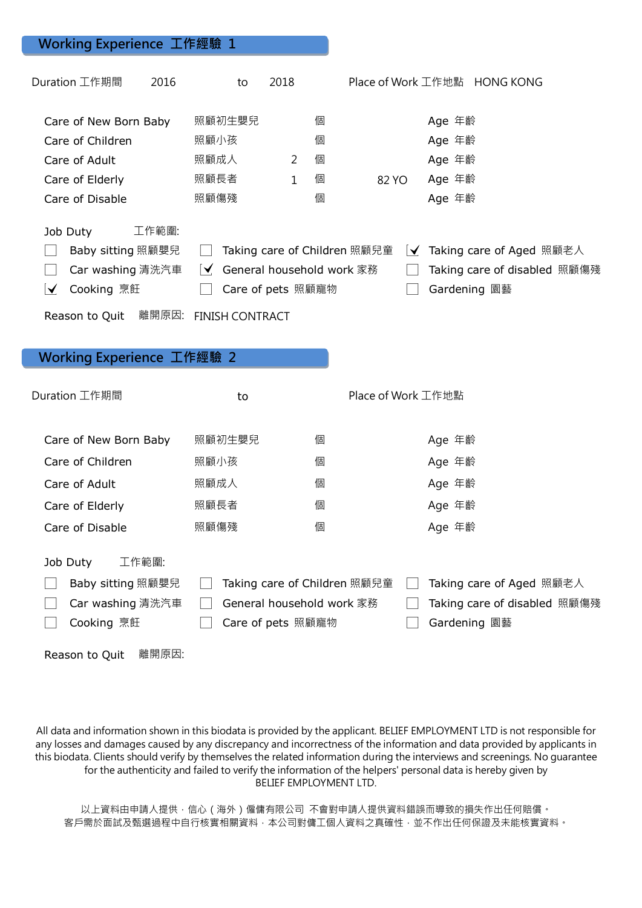## Working Experience 工作經驗 1

Duration 工作期間 2016 to 2018 Place of Work 工作地點 HONG KONG

| | | | | | |
|---|---|---|---|---|---|
| Care of New Born Baby | 照顧初生嬰兒 | | 個 | | Age 年齡 |
| Care of Children | 照顧小孩 | | 個 | | Age 年齡 |
| Care of Adult | 照顧成人 | 2 | 個 | | Age 年齡 |
| Care of Elderly | 照顧長者 | 1 | 個 | 82 YO | Age 年齡 |
| Care of Disable | 照顧傷殘 | | 個 | | Age 年齡 |

Job Duty 工作範圍:

- [ ] Baby sitting 照顧嬰兒
- [ ] Taking care of Children 照顧兒童
- [x] Taking care of Aged 照顧老人
- [ ] Car washing 清洗汽車
- [x] General household work 家務
- [ ] Taking care of disabled 照顧傷殘
- [x] Cooking 烹飪
- [ ] Care of pets 照顧寵物
- [ ] Gardening 園藝

Reason to Quit 離開原因: FINISH CONTRACT

## Working Experience 工作經驗 2

Duration 工作期間 to Place of Work 工作地點

| | | | | | |
|---|---|---|---|---|---|
| Care of New Born Baby | 照顧初生嬰兒 | | 個 | | Age 年齡 |
| Care of Children | 照顧小孩 | | 個 | | Age 年齡 |
| Care of Adult | 照顧成人 | | 個 | | Age 年齡 |
| Care of Elderly | 照顧長者 | | 個 | | Age 年齡 |
| Care of Disable | 照顧傷殘 | | 個 | | Age 年齡 |

Job Duty 工作範圍:

- [ ] Baby sitting 照顧嬰兒
- [ ] Taking care of Children 照顧兒童
- [ ] Taking care of Aged 照顧老人
- [ ] Car washing 清洗汽車
- [ ] General household work 家務
- [ ] Taking care of disabled 照顧傷殘
- [ ] Cooking 烹飪
- [ ] Care of pets 照顧寵物
- [ ] Gardening 園藝

Reason to Quit 離開原因:

All data and information shown in this biodata is provided by the applicant. BELIEF EMPLOYMENT LTD is not responsible for any losses and damages caused by any discrepancy and incorrectness of the information and data provided by applicants in this biodata. Clients should verify by themselves the related information during the interviews and screenings. No guarantee for the authenticity and failed to verify the information of the helpers' personal data is hereby given by BELIEF EMPLOYMENT LTD.

以上資料由申請人提供，信心（海外）僱傭有限公司 不會對申請人提供資料錯誤而導致的損失作出任何賠償。
客戶需於面試及甄選過程中自行核實相關資料，本公司對傭工個人資料之真確性，並不作出任何保證及未能核實資料。